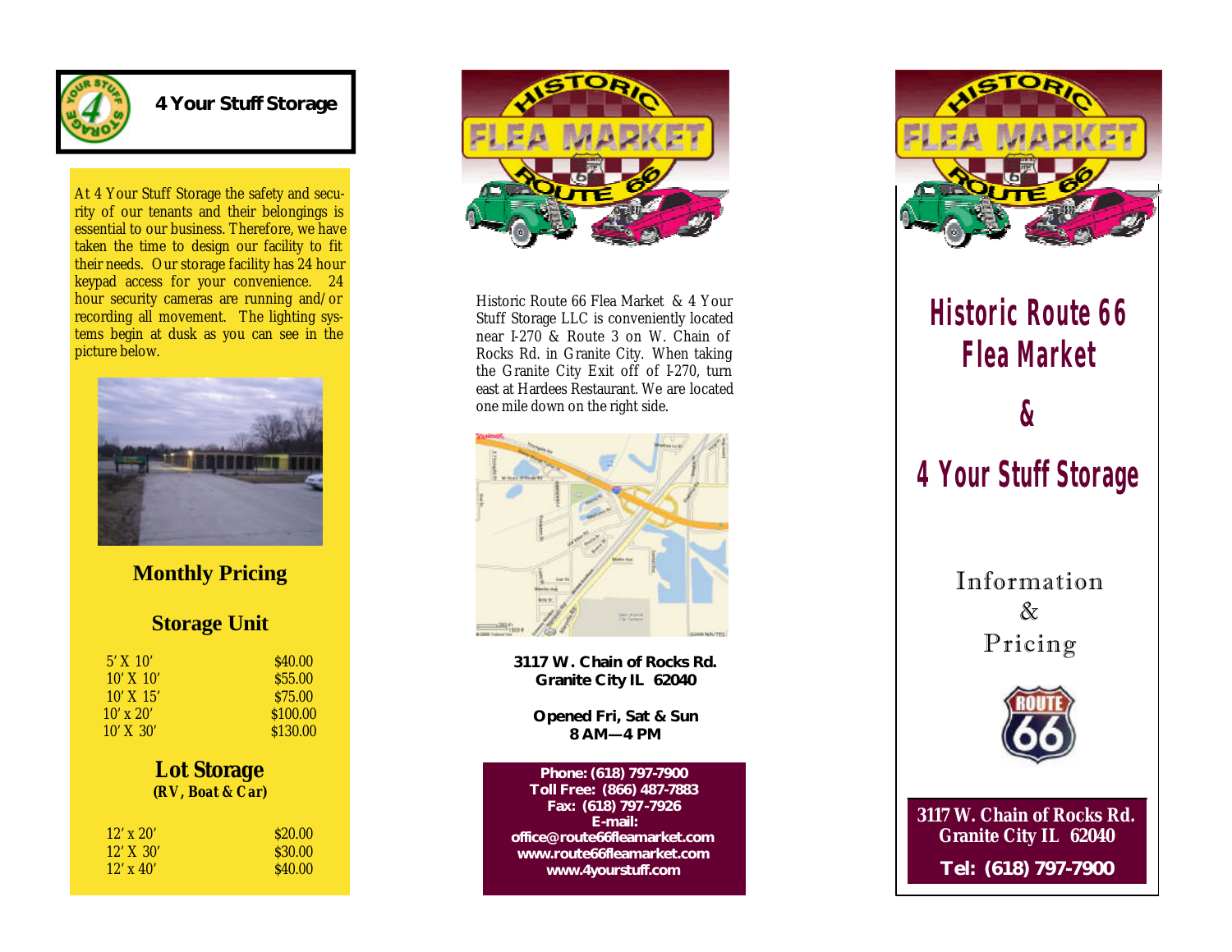# 4 Your Stuff Storage

At 4 Your Stuff Storage the safety and security of our tenants and their belongings is essential to our business. Therefore, we have taken the time to design our facility to fit their needs. Our storage facility has 24 hour keypad access for your convenience. 24 hour security cameras are running and/or recording all movement. The lighting systems begin at dusk as you can see in the picture below.

## Monthly Pricing

### Storage Unit

| | |
|---|---|
| 5' X 10' | $40.00 |
| 10' X 10' | $55.00 |
| 10' X 15' | $75.00 |
| 10' x 20' | $100.00 |
| 10' X 30' | $130.00 |

### Lot Storage

**(RV, Boat & Car)**

| | |
|---|---|
| 12' x 20' | $20.00 |
| 12' X 30' | $30.00 |
| 12' x 40' | $40.00 |

Historic Route 66 Flea Market & 4 Your Stuff Storage LLC is conveniently located near I-270 & Route 3 on W. Chain of Rocks Rd. in Granite City. When taking the Granite City Exit off of I-270, turn east at Hardees Restaurant. We are located one mile down on the right side.

**3117 W. Chain of Rocks Rd.**
**Granite City IL 62040**

**Opened Fri, Sat & Sun**
**8 AM—4 PM**

**Phone: (618) 797-7900**
**Toll Free: (866) 487-7883**
**Fax: (618) 797-7926**
**E-mail:**
**office@route66fleamarket.com**
**www.route66fleamarket.com**
**www.4yourstuff.com**

# Historic Route 66 Flea Market & 4 Your Stuff Storage

Information & Pricing

**3117 W. Chain of Rocks Rd.**
**Granite City IL 62040**

**Tel: (618) 797-7900**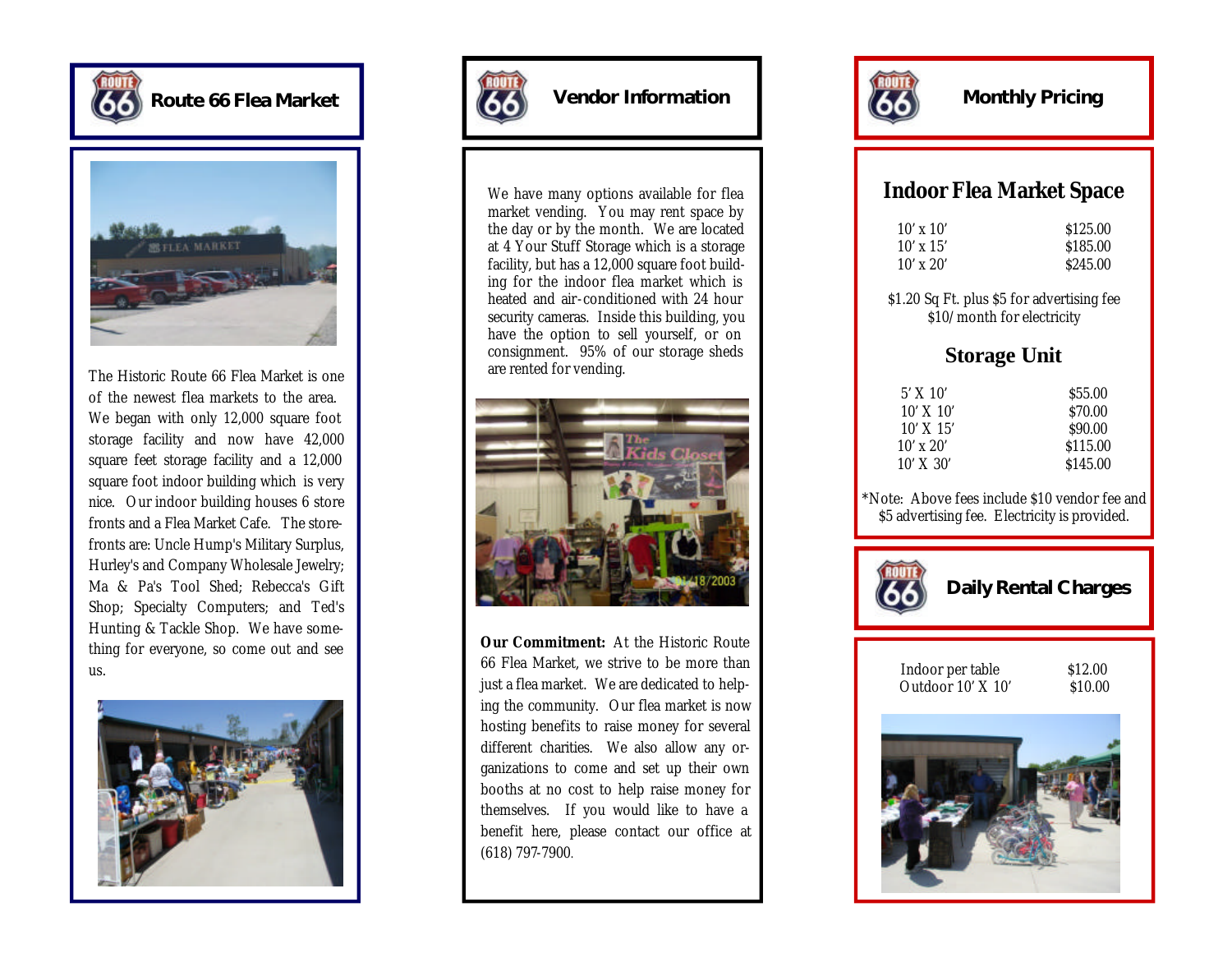## Route 66 Flea Market

The Historic Route 66 Flea Market is one of the newest flea markets to the area. We began with only 12,000 square foot storage facility and now have 42,000 square feet storage facility and a 12,000 square foot indoor building which is very nice. Our indoor building houses 6 store fronts and a Flea Market Cafe. The storefronts are: Uncle Hump's Military Surplus, Hurley's and Company Wholesale Jewelry; Ma & Pa's Tool Shed; Rebecca's Gift Shop; Specialty Computers; and Ted's Hunting & Tackle Shop. We have something for everyone, so come out and see us.

## Vendor Information

We have many options available for flea market vending. You may rent space by the day or by the month. We are located at 4 Your Stuff Storage which is a storage facility, but has a 12,000 square foot building for the indoor flea market which is heated and air-conditioned with 24 hour security cameras. Inside this building, you have the option to sell yourself, or on consignment. 95% of our storage sheds are rented for vending.

**Our Commitment:** At the Historic Route 66 Flea Market, we strive to be more than just a flea market. We are dedicated to helping the community. Our flea market is now hosting benefits to raise money for several different charities. We also allow any organizations to come and set up their own booths at no cost to help raise money for themselves. If you would like to have a benefit here, please contact our office at (618) 797-7900.

## Monthly Pricing

### Indoor Flea Market Space

| | |
|---|---|
| 10' x 10' | $125.00 |
| 10' x 15' | $185.00 |
| 10' x 20' | $245.00 |

$1.20 Sq Ft. plus $5 for advertising fee
$10/month for electricity

### Storage Unit

| | |
|---|---|
| 5' X 10' | $55.00 |
| 10' X 10' | $70.00 |
| 10' X 15' | $90.00 |
| 10' x 20' | $115.00 |
| 10' X 30' | $145.00 |

*Note: Above fees include $10 vendor fee and $5 advertising fee. Electricity is provided.

## Daily Rental Charges

| | |
|---|---|
| Indoor per table | $12.00 |
| Outdoor 10' X 10' | $10.00 |